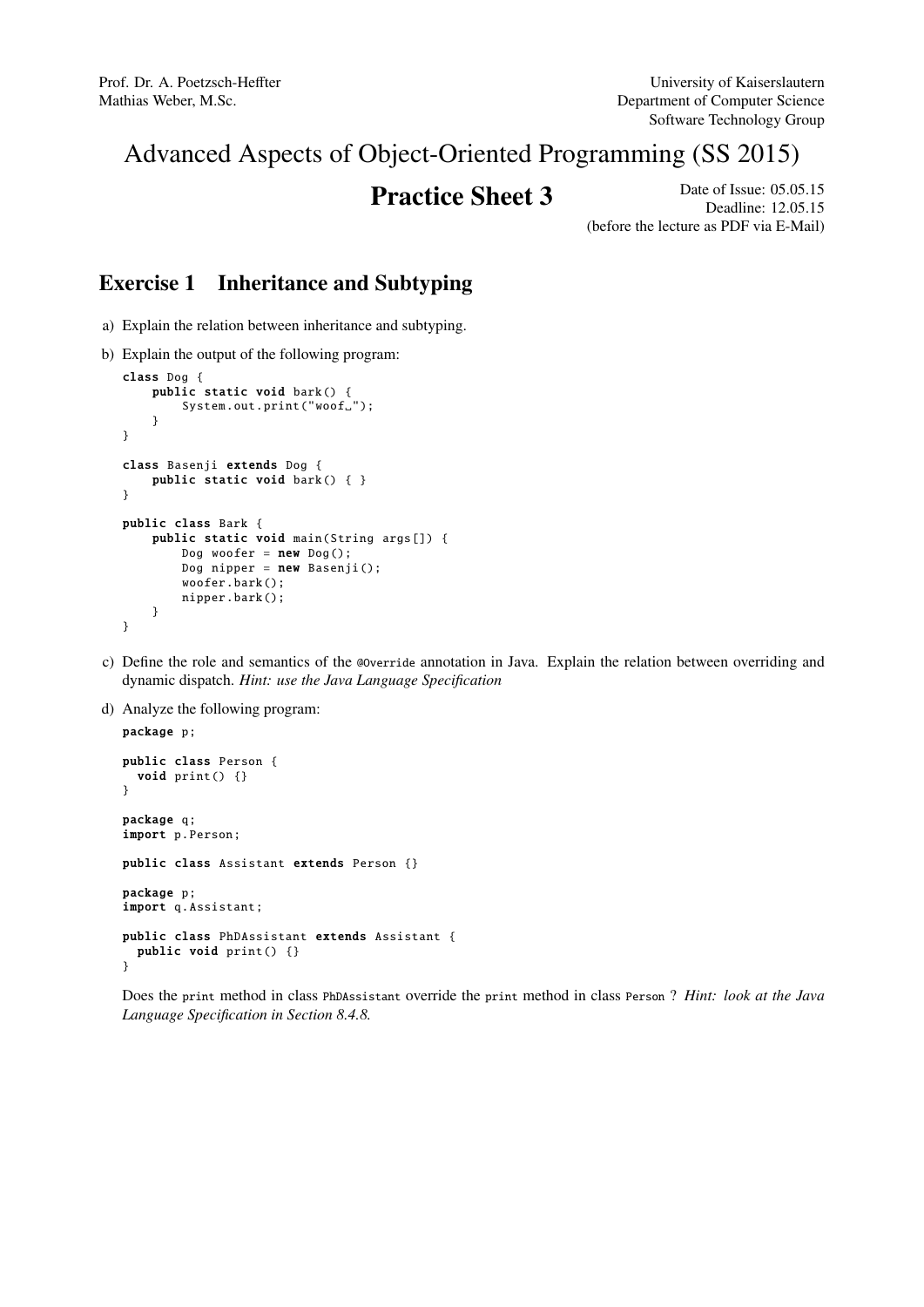Prof. Dr. A. Poetzsch-Heffter
Mathias Weber, M.Sc.

University of Kaiserslautern
Department of Computer Science
Software Technology Group

# Advanced Aspects of Object-Oriented Programming (SS 2015)

## Practice Sheet 3

Date of Issue: 05.05.15
Deadline: 12.05.15
(before the lecture as PDF via E-Mail)

## Exercise 1 Inheritance and Subtyping

a) Explain the relation between inheritance and subtyping.

b) Explain the output of the following program:

```java
class Dog {
    public static void bark() {
        System.out.print("woof ");
    }
}

class Basenji extends Dog {
    public static void bark() { }
}

public class Bark {
    public static void main(String args[]) {
        Dog woofer = new Dog();
        Dog nipper = new Basenji();
        woofer.bark();
        nipper.bark();
    }
}
```

c) Define the role and semantics of the `@Override` annotation in Java. Explain the relation between overriding and dynamic dispatch. *Hint: use the Java Language Specification*

d) Analyze the following program:

```java
package p;

public class Person {
  void print() {}
}

package q;
import p.Person;

public class Assistant extends Person {}

package p;
import q.Assistant;

public class PhDAssistant extends Assistant {
  public void print() {}
}
```

Does the `print` method in class `PhDAssistant` override the `print` method in class `Person` ? *Hint: look at the Java Language Specification in Section 8.4.8.*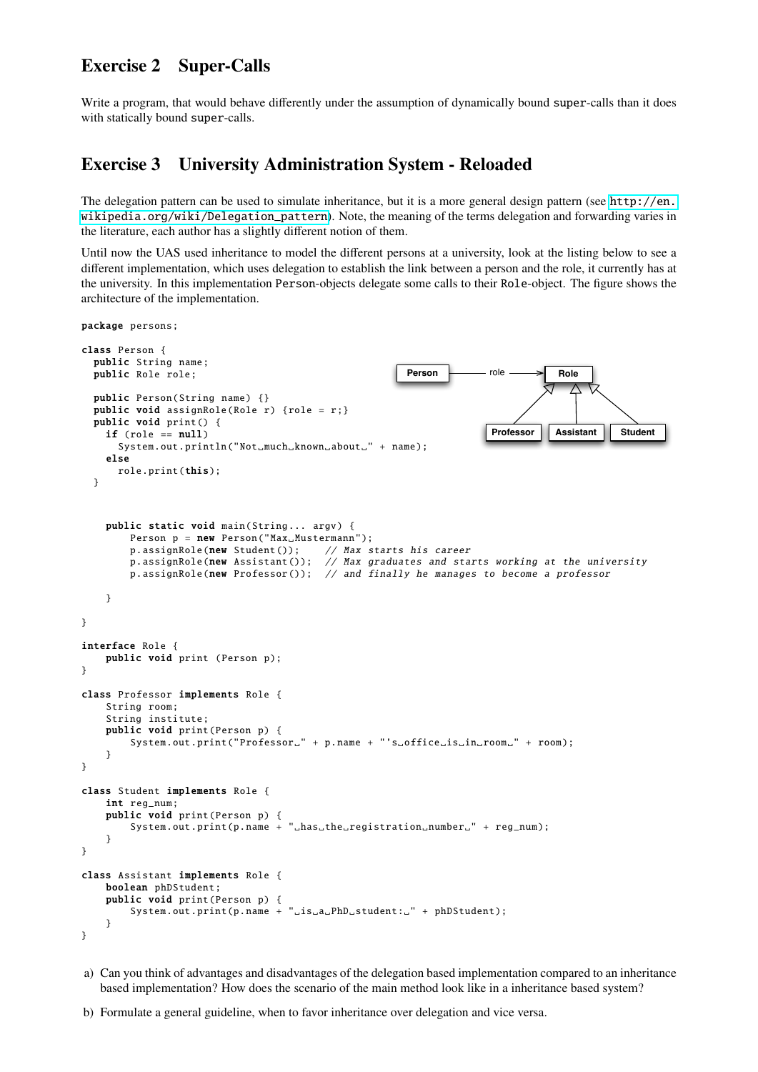## Exercise 2 Super-Calls

Write a program, that would behave differently under the assumption of dynamically bound super-calls than it does with statically bound super-calls.

## Exercise 3 University Administration System - Reloaded

The delegation pattern can be used to simulate inheritance, but it is a more general design pattern (see http://en.wikipedia.org/wiki/Delegation_pattern). Note, the meaning of the terms delegation and forwarding varies in the literature, each author has a slightly different notion of them.

Until now the UAS used inheritance to model the different persons at a university, look at the listing below to see a different implementation, which uses delegation to establish the link between a person and the role, it currently has at the university. In this implementation Person-objects delegate some calls to their Role-object. The figure shows the architecture of the implementation.

```java
package persons;

class Person {
  public String name;
  public Role role;

  public Person(String name) {}
  public void assignRole(Role r) {role = r;}
  public void print() {
    if (role == null)
      System.out.println("Not much known about " + name);
    else
      role.print(this);
  }


    public static void main(String... argv) {
        Person p = new Person("Max Mustermann");
        p.assignRole(new Student());    // Max starts his career
        p.assignRole(new Assistant());  // Max graduates and starts working at the university
        p.assignRole(new Professor());  // and finally he manages to become a professor

    }

}

interface Role {
    public void print (Person p);
}

class Professor implements Role {
    String room;
    String institute;
    public void print(Person p) {
        System.out.print("Professor " + p.name + "'s office is in room " + room);
    }
}

class Student implements Role {
    int reg_num;
    public void print(Person p) {
        System.out.print(p.name + " has the registration number " + reg_num);
    }
}

class Assistant implements Role {
    boolean phDStudent;
    public void print(Person p) {
        System.out.print(p.name + " is a PhD student: " + phDStudent);
    }
}
```

a) Can you think of advantages and disadvantages of the delegation based implementation compared to an inheritance based implementation? How does the scenario of the main method look like in a inheritance based system?

b) Formulate a general guideline, when to favor inheritance over delegation and vice versa.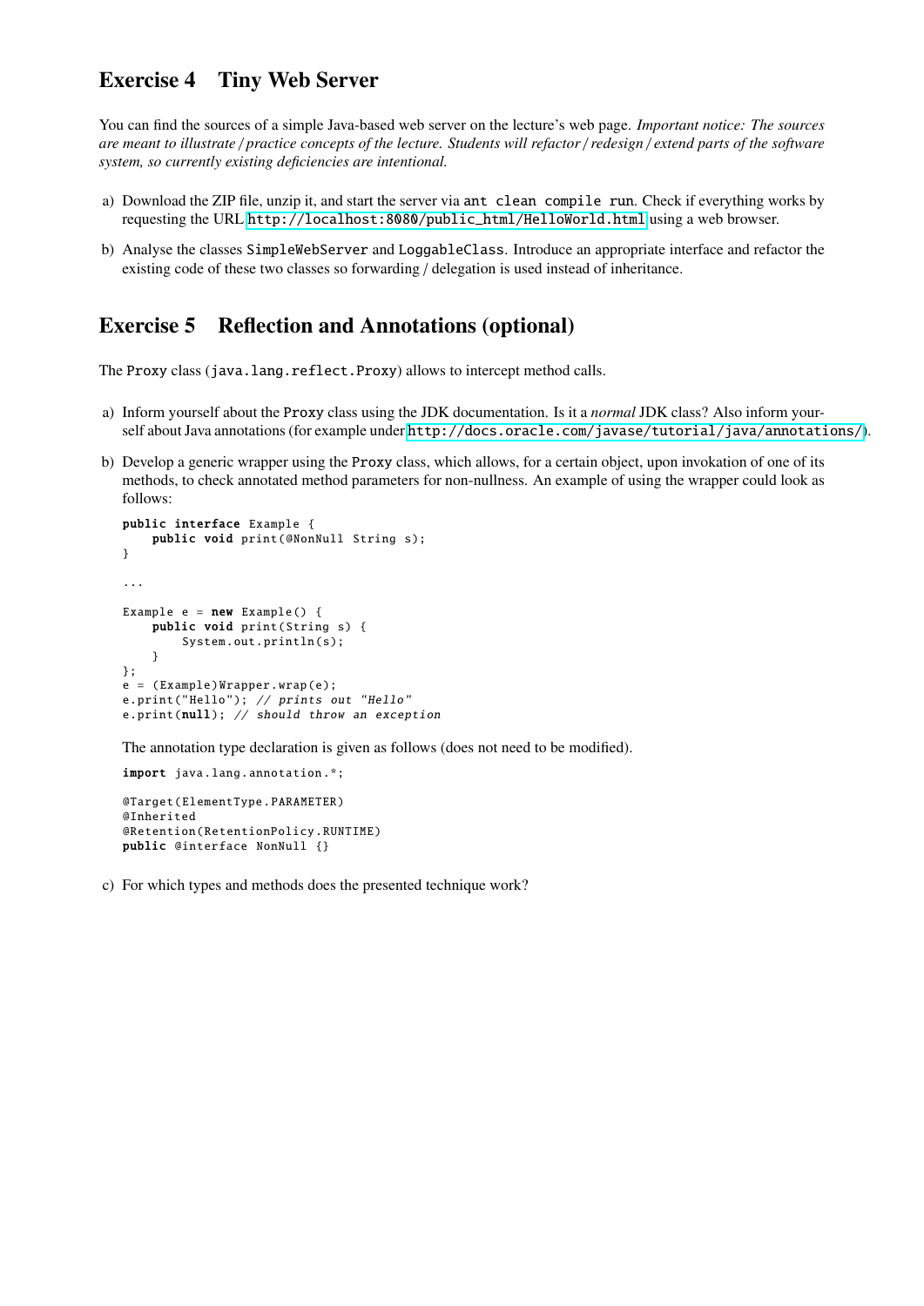## Exercise 4 Tiny Web Server

You can find the sources of a simple Java-based web server on the lecture's web page. *Important notice: The sources are meant to illustrate / practice concepts of the lecture. Students will refactor / redesign / extend parts of the software system, so currently existing deficiencies are intentional.*

a) Download the ZIP file, unzip it, and start the server via `ant clean compile run`. Check if everything works by requesting the URL `http://localhost:8080/public_html/HelloWorld.html` using a web browser.

b) Analyse the classes `SimpleWebServer` and `LoggableClass`. Introduce an appropriate interface and refactor the existing code of these two classes so forwarding / delegation is used instead of inheritance.

## Exercise 5 Reflection and Annotations (optional)

The `Proxy` class (`java.lang.reflect.Proxy`) allows to intercept method calls.

a) Inform yourself about the `Proxy` class using the JDK documentation. Is it a *normal* JDK class? Also inform yourself about Java annotations (for example under `http://docs.oracle.com/javase/tutorial/java/annotations/`).

b) Develop a generic wrapper using the `Proxy` class, which allows, for a certain object, upon invokation of one of its methods, to check annotated method parameters for non-nullness. An example of using the wrapper could look as follows:

```java
public interface Example {
    public void print(@NonNull String s);
}

...

Example e = new Example() {
    public void print(String s) {
        System.out.println(s);
    }
};
e = (Example)Wrapper.wrap(e);
e.print("Hello"); // prints out "Hello"
e.print(null); // should throw an exception
```

The annotation type declaration is given as follows (does not need to be modified).

```java
import java.lang.annotation.*;

@Target(ElementType.PARAMETER)
@Inherited
@Retention(RetentionPolicy.RUNTIME)
public @interface NonNull {}
```

c) For which types and methods does the presented technique work?